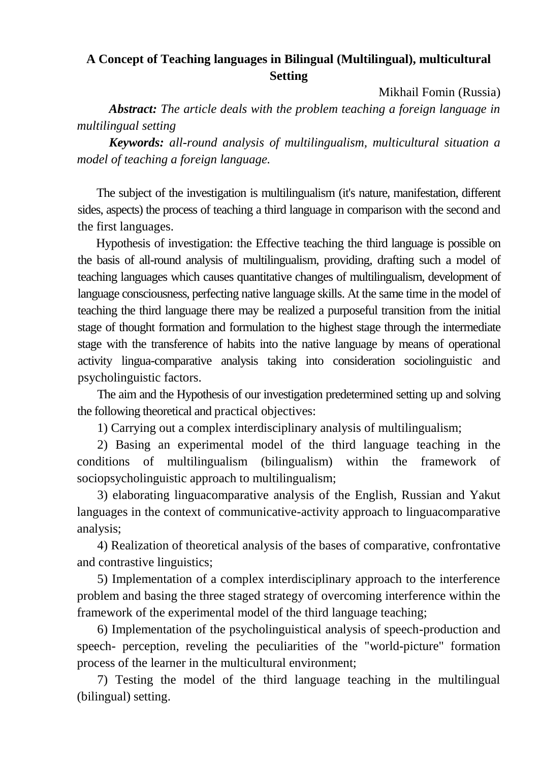# A Concept of Teaching languages in Bilingual (Multilingual), multicultural Setting

Mikhail Fomin (Russia)

***Abstract:*** *The article deals with the problem teaching a foreign language in multilingual setting*

***Keywords:*** *all-round analysis of multilingualism, multicultural situation a model of teaching a foreign language.*

The subject of the investigation is multilingualism (it's nature, manifestation, different sides, aspects) the process of teaching a third language in comparison with the second and the first languages.

Hypothesis of investigation: the Effective teaching the third language is possible on the basis of all-round analysis of multilingualism, providing, drafting such a model of teaching languages which causes quantitative changes of multilingualism, development of language consciousness, perfecting native language skills. At the same time in the model of teaching the third language there may be realized a purposeful transition from the initial stage of thought formation and formulation to the highest stage through the intermediate stage with the transference of habits into the native language by means of operational activity lingua-comparative analysis taking into consideration sociolinguistic and psycholinguistic factors.

The aim and the Hypothesis of our investigation predetermined setting up and solving the following theoretical and practical objectives:

1) Carrying out a complex interdisciplinary analysis of multilingualism;

2) Basing an experimental model of the third language teaching in the conditions of multilingualism (bilingualism) within the framework of sociopsycholinguistic approach to multilingualism;

3) elaborating linguacomparative analysis of the English, Russian and Yakut languages in the context of communicative-activity approach to linguacomparative analysis;

4) Realization of theoretical analysis of the bases of comparative, confrontative and contrastive linguistics;

5) Implementation of a complex interdisciplinary approach to the interference problem and basing the three staged strategy of overcoming interference within the framework of the experimental model of the third language teaching;

6) Implementation of the psycholinguistical analysis of speech-production and speech- perception, reveling the peculiarities of the "world-picture" formation process of the learner in the multicultural environment;

7) Testing the model of the third language teaching in the multilingual (bilingual) setting.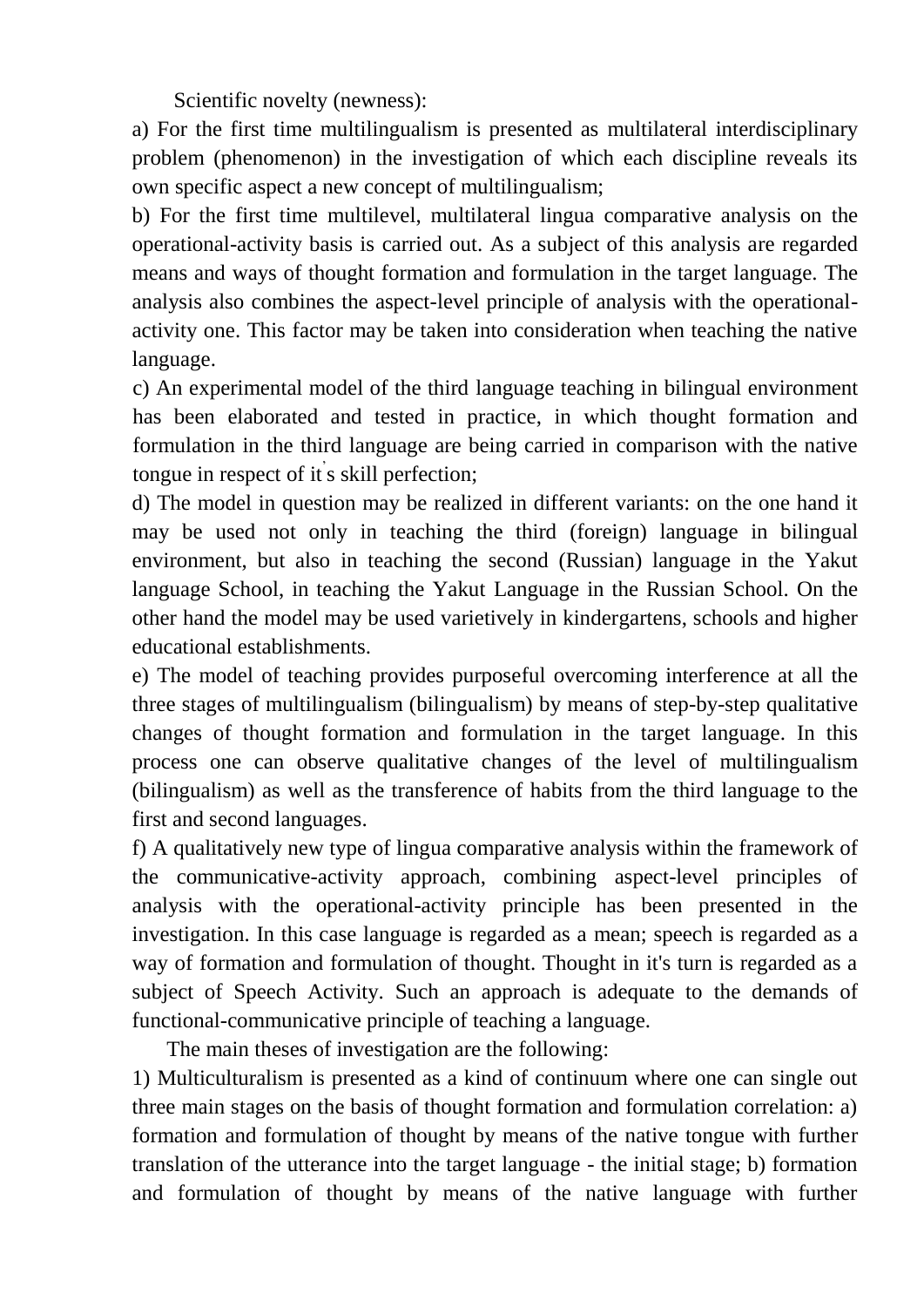Scientific novelty (newness):

a) For the first time multilingualism is presented as multilateral interdisciplinary problem (phenomenon) in the investigation of which each discipline reveals its own specific aspect a new concept of multilingualism;

b) For the first time multilevel, multilateral lingua comparative analysis on the operational-activity basis is carried out. As a subject of this analysis are regarded means and ways of thought formation and formulation in the target language. The analysis also combines the aspect-level principle of analysis with the operational-activity one. This factor may be taken into consideration when teaching the native language.

c) An experimental model of the third language teaching in bilingual environment has been elaborated and tested in practice, in which thought formation and formulation in the third language are being carried in comparison with the native tongue in respect of it's skill perfection;

d) The model in question may be realized in different variants: on the one hand it may be used not only in teaching the third (foreign) language in bilingual environment, but also in teaching the second (Russian) language in the Yakut language School, in teaching the Yakut Language in the Russian School. On the other hand the model may be used varietively in kindergartens, schools and higher educational establishments.

e) The model of teaching provides purposeful overcoming interference at all the three stages of multilingualism (bilingualism) by means of step-by-step qualitative changes of thought formation and formulation in the target language. In this process one can observe qualitative changes of the level of multilingualism (bilingualism) as well as the transference of habits from the third language to the first and second languages.

f) A qualitatively new type of lingua comparative analysis within the framework of the communicative-activity approach, combining aspect-level principles of analysis with the operational-activity principle has been presented in the investigation. In this case language is regarded as a mean; speech is regarded as a way of formation and formulation of thought. Thought in it's turn is regarded as a subject of Speech Activity. Such an approach is adequate to the demands of functional-communicative principle of teaching a language.

The main theses of investigation are the following:

1) Multiculturalism is presented as a kind of continuum where one can single out three main stages on the basis of thought formation and formulation correlation: a) formation and formulation of thought by means of the native tongue with further translation of the utterance into the target language - the initial stage; b) formation and formulation of thought by means of the native language with further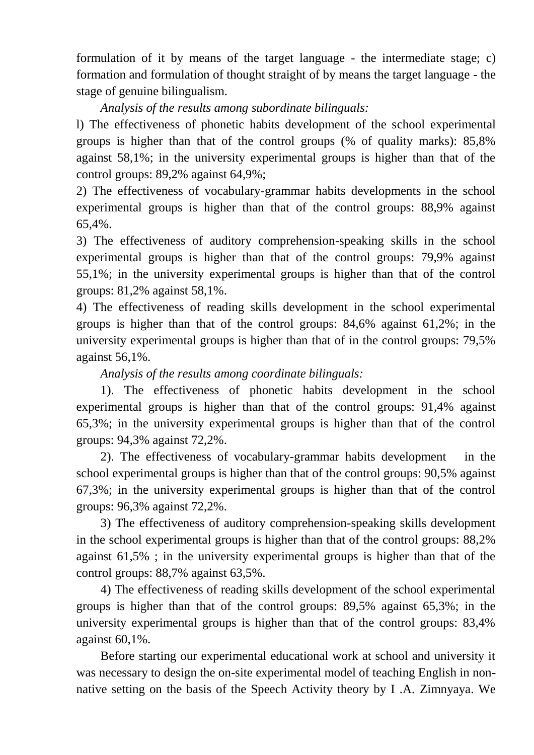formulation of it by means of the target language - the intermediate stage; c) formation and formulation of thought straight of by means the target language - the stage of genuine bilingualism.

*Analysis of the results among subordinate bilinguals:*

l) The effectiveness of phonetic habits development of the school experimental groups is higher than that of the control groups (% of quality marks): 85,8% against 58,1%; in the university experimental groups is higher than that of the control groups: 89,2% against 64,9%;

2) The effectiveness of vocabulary-grammar habits developments in the school experimental groups is higher than that of the control groups: 88,9% against 65,4%.

3) The effectiveness of auditory comprehension-speaking skills in the school experimental groups is higher than that of the control groups: 79,9% against 55,1%; in the university experimental groups is higher than that of the control groups: 81,2% against 58,1%.

4) The effectiveness of reading skills development in the school experimental groups is higher than that of the control groups: 84,6% against 61,2%; in the university experimental groups is higher than that of in the control groups: 79,5% against 56,1%.

*Analysis of the results among coordinate bilinguals:*

1). The effectiveness of phonetic habits development in the school experimental groups is higher than that of the control groups: 91,4% against 65,3%; in the university experimental groups is higher than that of the control groups: 94,3% against 72,2%.

2). The effectiveness of vocabulary-grammar habits development in the school experimental groups is higher than that of the control groups: 90,5% against 67,3%; in the university experimental groups is higher than that of the control groups: 96,3% against 72,2%.

3) The effectiveness of auditory comprehension-speaking skills development in the school experimental groups is higher than that of the control groups: 88,2% against 61,5% ; in the university experimental groups is higher than that of the control groups: 88,7% against 63,5%.

4) The effectiveness of reading skills development of the school experimental groups is higher than that of the control groups: 89,5% against 65,3%; in the university experimental groups is higher than that of the control groups: 83,4% against 60,1%.

Before starting our experimental educational work at school and university it was necessary to design the on-site experimental model of teaching English in non-native setting on the basis of the Speech Activity theory by I .A. Zimnyaya. We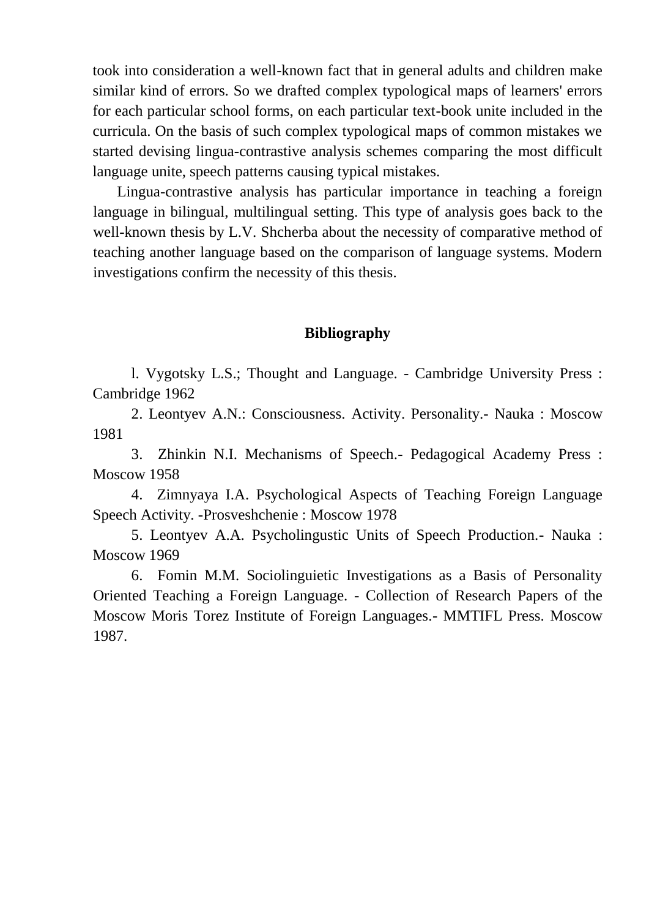took into consideration a well-known fact that in general adults and children make similar kind of errors. So we drafted complex typological maps of learners' errors for each particular school forms, on each particular text-book unite included in the curricula. On the basis of such complex typological maps of common mistakes we started devising lingua-contrastive analysis schemes comparing the most difficult language unite, speech patterns causing typical mistakes.

Lingua-contrastive analysis has particular importance in teaching a foreign language in bilingual, multilingual setting. This type of analysis goes back to the well-known thesis by L.V. Shcherba about the necessity of comparative method of teaching another language based on the comparison of language systems. Modern investigations confirm the necessity of this thesis.

## Bibliography

l. Vygotsky L.S.; Thought and Language. - Cambridge University Press : Cambridge 1962

2. Leontyev A.N.: Consciousness. Activity. Personality.- Nauka : Moscow 1981

3. Zhinkin N.I. Mechanisms of Speech.- Pedagogical Academy Press : Moscow 1958

4. Zimnyaya I.A. Psychological Aspects of Teaching Foreign Language Speech Activity. -Prosveshchenie : Moscow 1978

5. Leontyev A.A. Psycholingustic Units of Speech Production.- Nauka : Moscow 1969

6. Fomin M.M. Sociolinguietic Investigations as a Basis of Personality Oriented Teaching a Foreign Language. - Collection of Research Papers of the Moscow Moris Torez Institute of Foreign Languages.- MMTIFL Press. Moscow 1987.